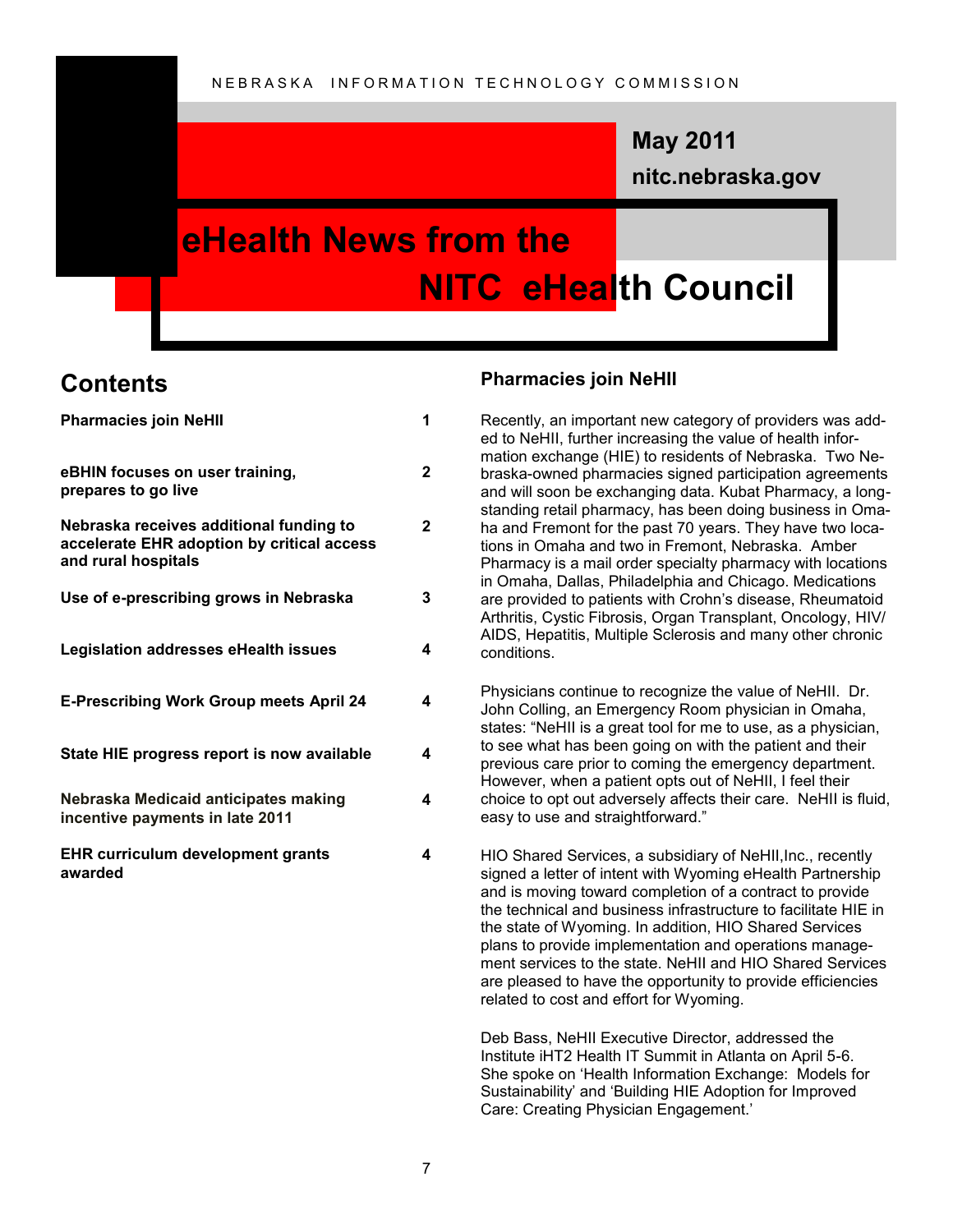NEBRASKA INFORMATION TECHNOLOGY COMMISSION

**May 2011**

**nitc.nebraska.gov**

# eHealth News from the NITC eHealth Council

## Contents

| | |
|---|---|
| **Pharmacies join NeHII** | **1** |
| **eBHIN focuses on user training, prepares to go live** | **2** |
| **Nebraska receives additional funding to accelerate EHR adoption by critical access and rural hospitals** | **2** |
| **Use of e-prescribing grows in Nebraska** | **3** |
| **Legislation addresses eHealth issues** | **4** |
| **E-Prescribing Work Group meets April 24** | **4** |
| **State HIE progress report is now available** | **4** |
| **Nebraska Medicaid anticipates making incentive payments in late 2011** | **4** |
| **EHR curriculum development grants awarded** | **4** |

## Pharmacies join NeHII

Recently, an important new category of providers was added to NeHII, further increasing the value of health information exchange (HIE) to residents of Nebraska. Two Nebraska-owned pharmacies signed participation agreements and will soon be exchanging data. Kubat Pharmacy, a long-standing retail pharmacy, has been doing business in Omaha and Fremont for the past 70 years. They have two locations in Omaha and two in Fremont, Nebraska. Amber Pharmacy is a mail order specialty pharmacy with locations in Omaha, Dallas, Philadelphia and Chicago. Medications are provided to patients with Crohn's disease, Rheumatoid Arthritis, Cystic Fibrosis, Organ Transplant, Oncology, HIV/AIDS, Hepatitis, Multiple Sclerosis and many other chronic conditions.

Physicians continue to recognize the value of NeHII. Dr. John Colling, an Emergency Room physician in Omaha, states: "NeHII is a great tool for me to use, as a physician, to see what has been going on with the patient and their previous care prior to coming the emergency department. However, when a patient opts out of NeHII, I feel their choice to opt out adversely affects their care. NeHII is fluid, easy to use and straightforward."

HIO Shared Services, a subsidiary of NeHII,Inc., recently signed a letter of intent with Wyoming eHealth Partnership and is moving toward completion of a contract to provide the technical and business infrastructure to facilitate HIE in the state of Wyoming. In addition, HIO Shared Services plans to provide implementation and operations management services to the state. NeHII and HIO Shared Services are pleased to have the opportunity to provide efficiencies related to cost and effort for Wyoming.

Deb Bass, NeHII Executive Director, addressed the Institute iHT2 Health IT Summit in Atlanta on April 5-6. She spoke on 'Health Information Exchange: Models for Sustainability' and 'Building HIE Adoption for Improved Care: Creating Physician Engagement.'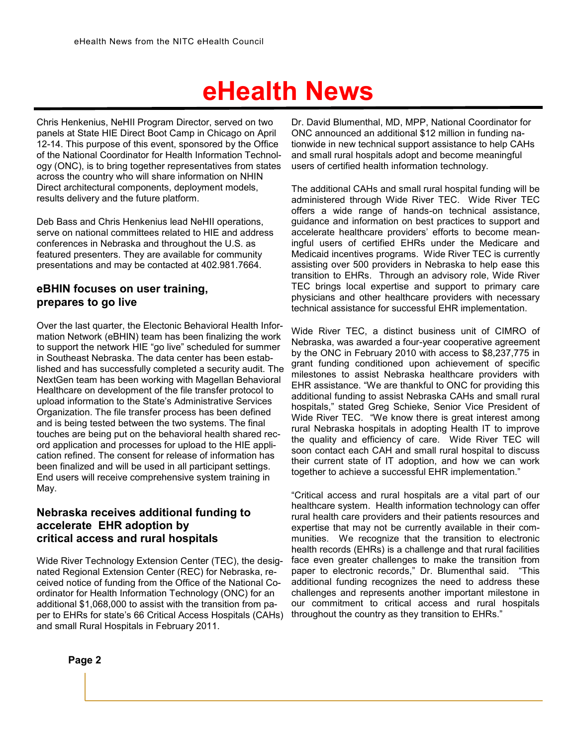# eHealth News

Chris Henkenius, NeHII Program Director, served on two panels at State HIE Direct Boot Camp in Chicago on April 12-14. This purpose of this event, sponsored by the Office of the National Coordinator for Health Information Technology (ONC), is to bring together representatives from states across the country who will share information on NHIN Direct architectural components, deployment models, results delivery and the future platform.

Deb Bass and Chris Henkenius lead NeHII operations, serve on national committees related to HIE and address conferences in Nebraska and throughout the U.S. as featured presenters. They are available for community presentations and may be contacted at 402.981.7664.

### eBHIN focuses on user training, prepares to go live

Over the last quarter, the Electonic Behavioral Health Information Network (eBHIN) team has been finalizing the work to support the network HIE "go live" scheduled for summer in Southeast Nebraska. The data center has been established and has successfully completed a security audit. The NextGen team has been working with Magellan Behavioral Healthcare on development of the file transfer protocol to upload information to the State's Administrative Services Organization. The file transfer process has been defined and is being tested between the two systems. The final touches are being put on the behavioral health shared record application and processes for upload to the HIE application refined. The consent for release of information has been finalized and will be used in all participant settings. End users will receive comprehensive system training in May.

### Nebraska receives additional funding to accelerate EHR adoption by critical access and rural hospitals

Wide River Technology Extension Center (TEC), the designated Regional Extension Center (REC) for Nebraska, received notice of funding from the Office of the National Coordinator for Health Information Technology (ONC) for an additional $1,068,000 to assist with the transition from paper to EHRs for state's 66 Critical Access Hospitals (CAHs) and small Rural Hospitals in February 2011.

Dr. David Blumenthal, MD, MPP, National Coordinator for ONC announced an additional $12 million in funding nationwide in new technical support assistance to help CAHs and small rural hospitals adopt and become meaningful users of certified health information technology.

The additional CAHs and small rural hospital funding will be administered through Wide River TEC. Wide River TEC offers a wide range of hands-on technical assistance, guidance and information on best practices to support and accelerate healthcare providers' efforts to become meaningful users of certified EHRs under the Medicare and Medicaid incentives programs. Wide River TEC is currently assisting over 500 providers in Nebraska to help ease this transition to EHRs. Through an advisory role, Wide River TEC brings local expertise and support to primary care physicians and other healthcare providers with necessary technical assistance for successful EHR implementation.

Wide River TEC, a distinct business unit of CIMRO of Nebraska, was awarded a four-year cooperative agreement by the ONC in February 2010 with access to $8,237,775 in grant funding conditioned upon achievement of specific milestones to assist Nebraska healthcare providers with EHR assistance. "We are thankful to ONC for providing this additional funding to assist Nebraska CAHs and small rural hospitals," stated Greg Schieke, Senior Vice President of Wide River TEC. "We know there is great interest among rural Nebraska hospitals in adopting Health IT to improve the quality and efficiency of care. Wide River TEC will soon contact each CAH and small rural hospital to discuss their current state of IT adoption, and how we can work together to achieve a successful EHR implementation."

"Critical access and rural hospitals are a vital part of our healthcare system. Health information technology can offer rural health care providers and their patients resources and expertise that may not be currently available in their communities. We recognize that the transition to electronic health records (EHRs) is a challenge and that rural facilities face even greater challenges to make the transition from paper to electronic records," Dr. Blumenthal said. "This additional funding recognizes the need to address these challenges and represents another important milestone in our commitment to critical access and rural hospitals throughout the country as they transition to EHRs."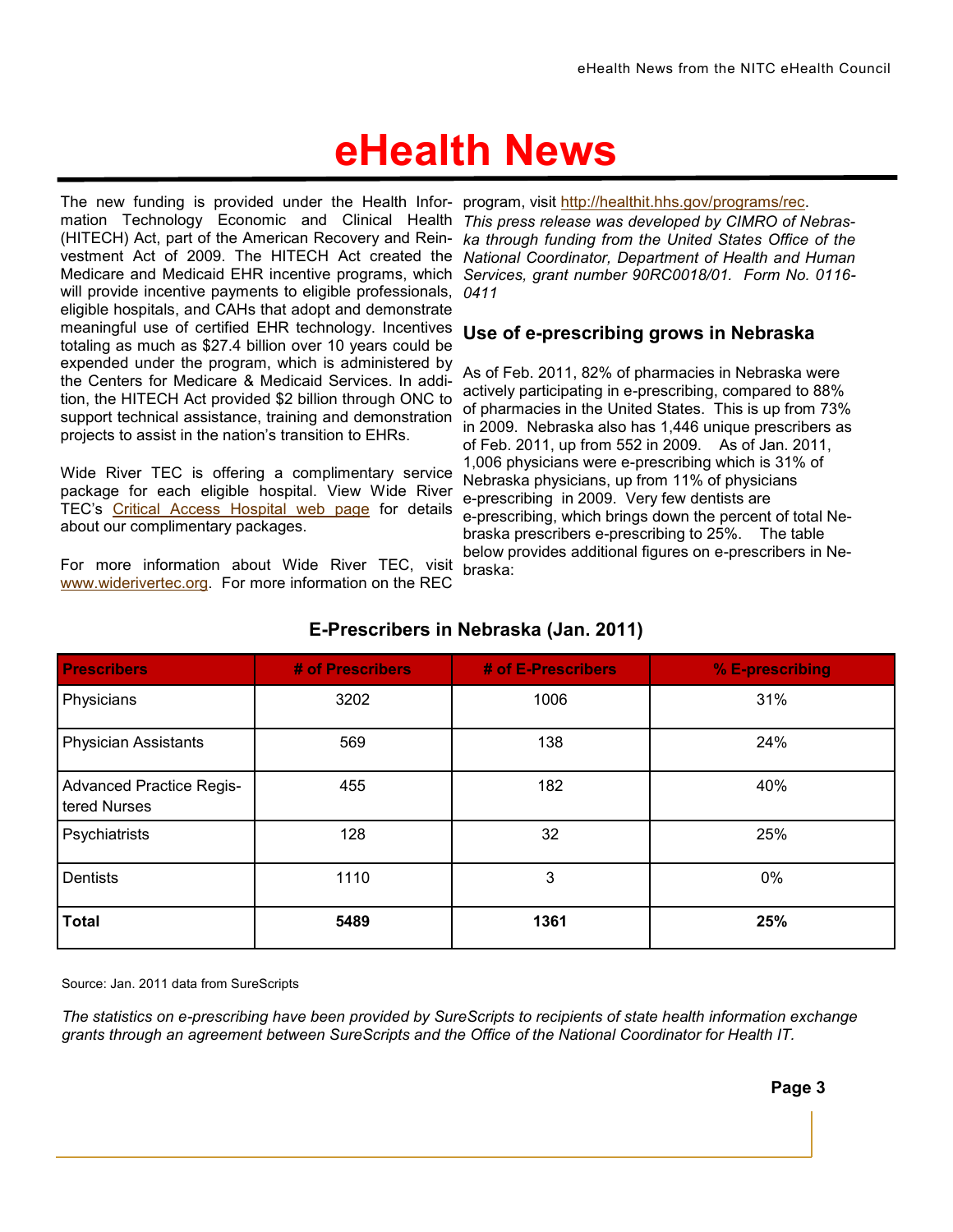# eHealth News

The new funding is provided under the Health Information Technology Economic and Clinical Health (HITECH) Act, part of the American Recovery and Reinvestment Act of 2009. The HITECH Act created the Medicare and Medicaid EHR incentive programs, which will provide incentive payments to eligible professionals, eligible hospitals, and CAHs that adopt and demonstrate meaningful use of certified EHR technology. Incentives totaling as much as $27.4 billion over 10 years could be expended under the program, which is administered by the Centers for Medicare & Medicaid Services. In addition, the HITECH Act provided $2 billion through ONC to support technical assistance, training and demonstration projects to assist in the nation's transition to EHRs.

Wide River TEC is offering a complimentary service package for each eligible hospital. View Wide River TEC's [Critical Access Hospital web page] for details about our complimentary packages.

For more information about Wide River TEC, visit www.widerivertec.org. For more information on the REC program, visit http://healthit.hhs.gov/programs/rec.

*This press release was developed by CIMRO of Nebraska through funding from the United States Office of the National Coordinator, Department of Health and Human Services, grant number 90RC0018/01. Form No. 0116-0411*

## Use of e-prescribing grows in Nebraska

As of Feb. 2011, 82% of pharmacies in Nebraska were actively participating in e-prescribing, compared to 88% of pharmacies in the United States. This is up from 73% in 2009. Nebraska also has 1,446 unique prescribers as of Feb. 2011, up from 552 in 2009. As of Jan. 2011, 1,006 physicians were e-prescribing which is 31% of Nebraska physicians, up from 11% of physicians e-prescribing in 2009. Very few dentists are e-prescribing, which brings down the percent of total Nebraska prescribers e-prescribing to 25%. The table below provides additional figures on e-prescribers in Nebraska:

### E-Prescribers in Nebraska (Jan. 2011)

| Prescribers | # of Prescribers | # of E-Prescribers | % E-prescribing |
|---|---|---|---|
| Physicians | 3202 | 1006 | 31% |
| Physician Assistants | 569 | 138 | 24% |
| Advanced Practice Registered Nurses | 455 | 182 | 40% |
| Psychiatrists | 128 | 32 | 25% |
| Dentists | 1110 | 3 | 0% |
| **Total** | **5489** | **1361** | **25%** |

Source: Jan. 2011 data from SureScripts

*The statistics on e-prescribing have been provided by SureScripts to recipients of state health information exchange grants through an agreement between SureScripts and the Office of the National Coordinator for Health IT.*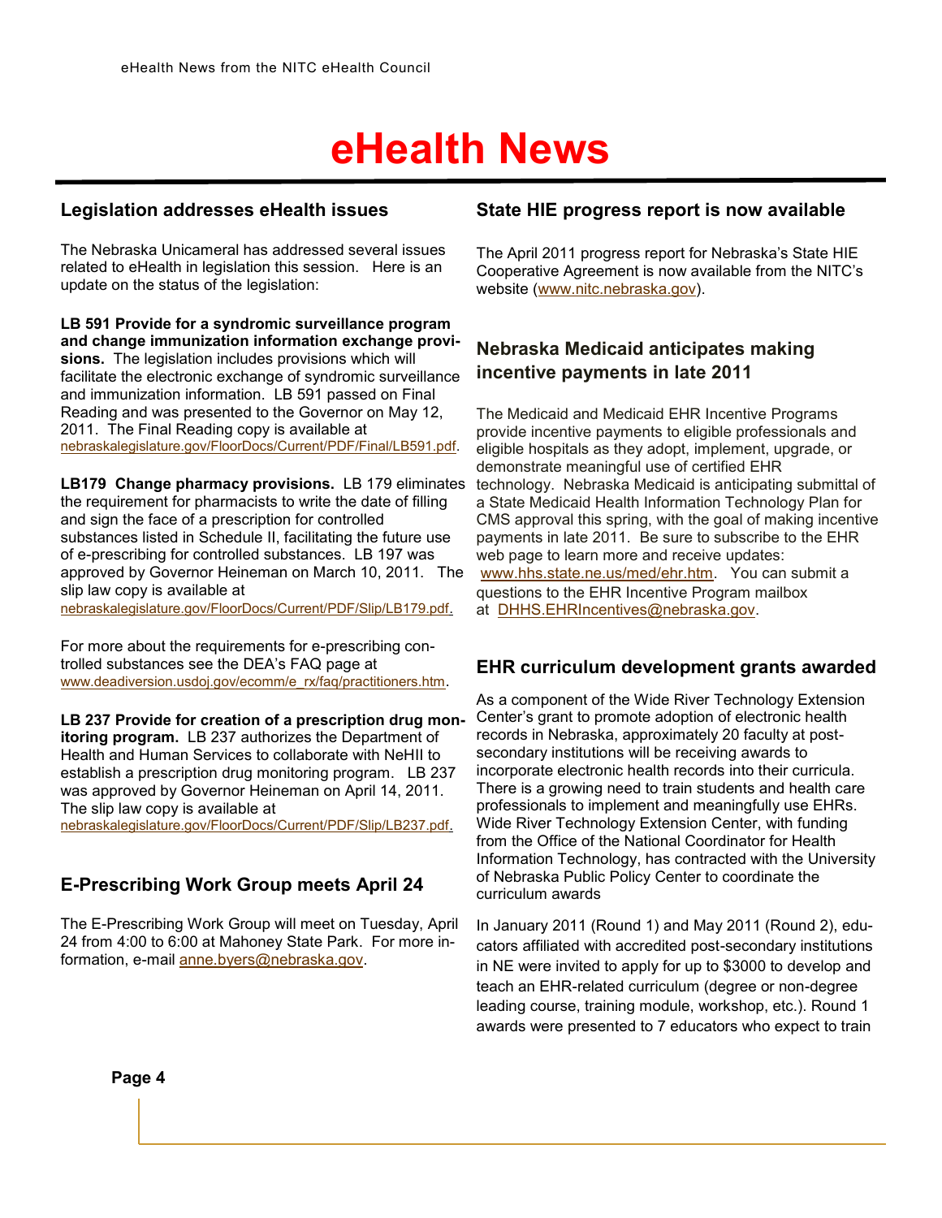# eHealth News

## Legislation addresses eHealth issues

The Nebraska Unicameral has addressed several issues related to eHealth in legislation this session. Here is an update on the status of the legislation:

**LB 591 Provide for a syndromic surveillance program and change immunization information exchange provisions.** The legislation includes provisions which will facilitate the electronic exchange of syndromic surveillance and immunization information. LB 591 passed on Final Reading and was presented to the Governor on May 12, 2011. The Final Reading copy is available at nebraskalegislature.gov/FloorDocs/Current/PDF/Final/LB591.pdf.

**LB179 Change pharmacy provisions.** LB 179 eliminates the requirement for pharmacists to write the date of filling and sign the face of a prescription for controlled substances listed in Schedule II, facilitating the future use of e-prescribing for controlled substances. LB 197 was approved by Governor Heineman on March 10, 2011. The slip law copy is available at nebraskalegislature.gov/FloorDocs/Current/PDF/Slip/LB179.pdf.

For more about the requirements for e-prescribing controlled substances see the DEA's FAQ page at www.deadiversion.usdoj.gov/ecomm/e_rx/faq/practitioners.htm.

**LB 237 Provide for creation of a prescription drug monitoring program.** LB 237 authorizes the Department of Health and Human Services to collaborate with NeHII to establish a prescription drug monitoring program. LB 237 was approved by Governor Heineman on April 14, 2011. The slip law copy is available at nebraskalegislature.gov/FloorDocs/Current/PDF/Slip/LB237.pdf.

## E-Prescribing Work Group meets April 24

The E-Prescribing Work Group will meet on Tuesday, April 24 from 4:00 to 6:00 at Mahoney State Park. For more information, e-mail anne.byers@nebraska.gov.

## State HIE progress report is now available

The April 2011 progress report for Nebraska's State HIE Cooperative Agreement is now available from the NITC's website (www.nitc.nebraska.gov).

## Nebraska Medicaid anticipates making incentive payments in late 2011

The Medicaid and Medicaid EHR Incentive Programs provide incentive payments to eligible professionals and eligible hospitals as they adopt, implement, upgrade, or demonstrate meaningful use of certified EHR technology. Nebraska Medicaid is anticipating submittal of a State Medicaid Health Information Technology Plan for CMS approval this spring, with the goal of making incentive payments in late 2011. Be sure to subscribe to the EHR web page to learn more and receive updates: www.hhs.state.ne.us/med/ehr.htm. You can submit a questions to the EHR Incentive Program mailbox at DHHS.EHRIncentives@nebraska.gov.

## EHR curriculum development grants awarded

As a component of the Wide River Technology Extension Center's grant to promote adoption of electronic health records in Nebraska, approximately 20 faculty at post-secondary institutions will be receiving awards to incorporate electronic health records into their curricula. There is a growing need to train students and health care professionals to implement and meaningfully use EHRs. Wide River Technology Extension Center, with funding from the Office of the National Coordinator for Health Information Technology, has contracted with the University of Nebraska Public Policy Center to coordinate the curriculum awards

In January 2011 (Round 1) and May 2011 (Round 2), educators affiliated with accredited post-secondary institutions in NE were invited to apply for up to $3000 to develop and teach an EHR-related curriculum (degree or non-degree leading course, training module, workshop, etc.). Round 1 awards were presented to 7 educators who expect to train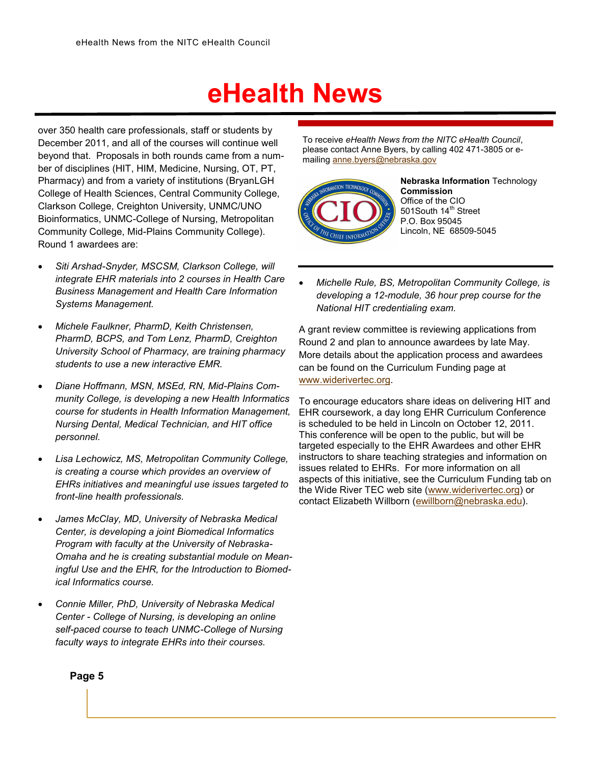# eHealth News

over 350 health care professionals, staff or students by December 2011, and all of the courses will continue well beyond that. Proposals in both rounds came from a number of disciplines (HIT, HIM, Medicine, Nursing, OT, PT, Pharmacy) and from a variety of institutions (BryanLGH College of Health Sciences, Central Community College, Clarkson College, Creighton University, UNMC/UNO Bioinformatics, UNMC-College of Nursing, Metropolitan Community College, Mid-Plains Community College). Round 1 awardees are:

- *Siti Arshad-Snyder, MSCSM, Clarkson College, will integrate EHR materials into 2 courses in Health Care Business Management and Health Care Information Systems Management.*
- *Michele Faulkner, PharmD, Keith Christensen, PharmD, BCPS, and Tom Lenz, PharmD, Creighton University School of Pharmacy, are training pharmacy students to use a new interactive EMR.*
- *Diane Hoffmann, MSN, MSEd, RN, Mid-Plains Community College, is developing a new Health Informatics course for students in Health Information Management, Nursing Dental, Medical Technician, and HIT office personnel.*
- *Lisa Lechowicz, MS, Metropolitan Community College, is creating a course which provides an overview of EHRs initiatives and meaningful use issues targeted to front-line health professionals.*
- *James McClay, MD, University of Nebraska Medical Center, is developing a joint Biomedical Informatics Program with faculty at the University of Nebraska-Omaha and he is creating substantial module on Meaningful Use and the EHR, for the Introduction to Biomedical Informatics course.*
- *Connie Miller, PhD, University of Nebraska Medical Center - College of Nursing, is developing an online self-paced course to teach UNMC-College of Nursing faculty ways to integrate EHRs into their courses.*
- *Michelle Rule, BS, Metropolitan Community College, is developing a 12-module, 36 hour prep course for the National HIT credentialing exam.*

A grant review committee is reviewing applications from Round 2 and plan to announce awardees by late May. More details about the application process and awardees can be found on the Curriculum Funding page at www.widerivertec.org.

To encourage educators share ideas on delivering HIT and EHR coursework, a day long EHR Curriculum Conference is scheduled to be held in Lincoln on October 12, 2011. This conference will be open to the public, but will be targeted especially to the EHR Awardees and other EHR instructors to share teaching strategies and information on issues related to EHRs. For more information on all aspects of this initiative, see the Curriculum Funding tab on the Wide River TEC web site (www.widerivertec.org) or contact Elizabeth Willborn (ewillborn@nebraska.edu).

---

To receive *eHealth News from the NITC eHealth Council*, please contact Anne Byers, by calling 402 471-3805 or e-mailing anne.byers@nebraska.gov

**Nebraska Information** Technology **Commission**
Office of the CIO
501South 14th Street
P.O. Box 95045
Lincoln, NE 68509-5045